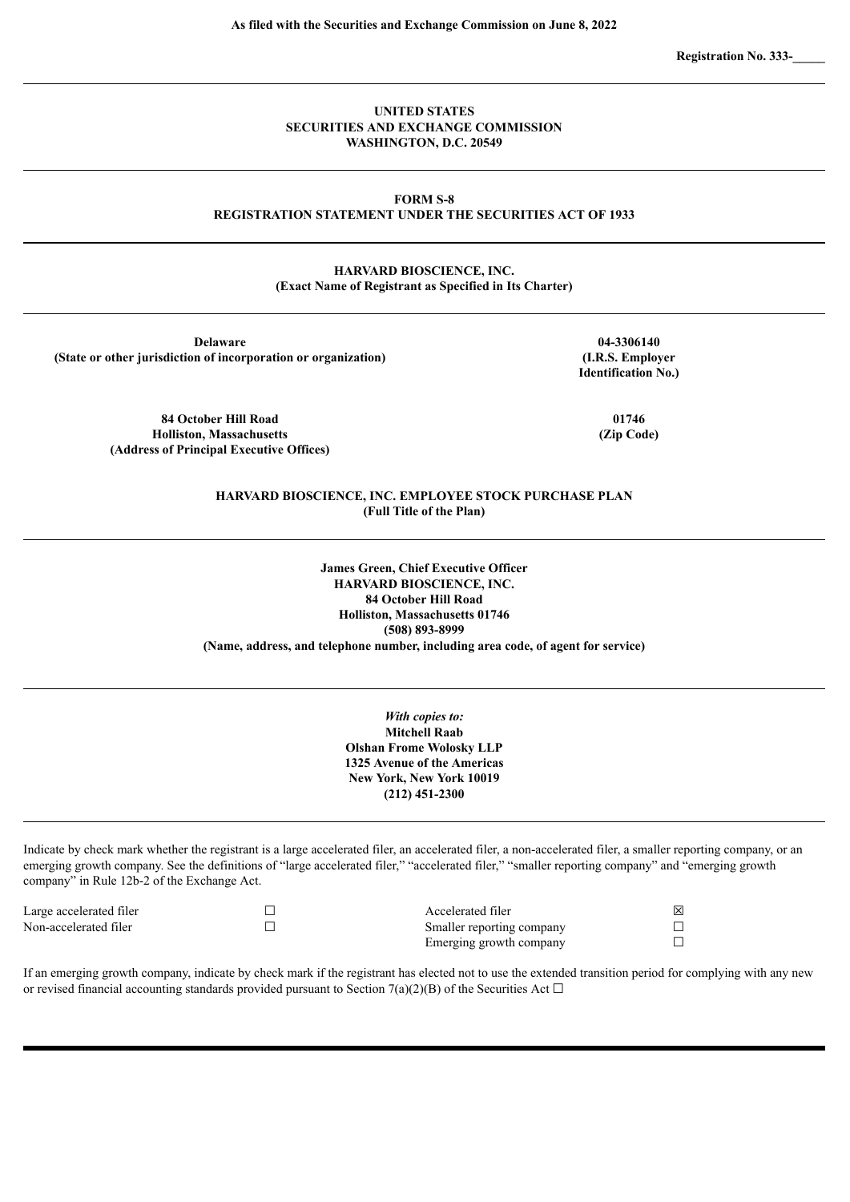**As filed with the Securities and Exchange Commission on June 8, 2022**

**Registration No. 333-\_\_\_\_\_**

---

**UNITED STATES**
**SECURITIES AND EXCHANGE COMMISSION**
**WASHINGTON, D.C. 20549**

---

**FORM S-8**
**REGISTRATION STATEMENT UNDER THE SECURITIES ACT OF 1933**

---

**HARVARD BIOSCIENCE, INC.**
**(Exact Name of Registrant as Specified in Its Charter)**

---

| | |
|---|---|
| **Delaware**<br>**(State or other jurisdiction of incorporation or organization)** | **04-3306140**<br>**(I.R.S. Employer Identification No.)** |
| **84 October Hill Road**<br>**Holliston, Massachusetts**<br>**(Address of Principal Executive Offices)** | **01746**<br>**(Zip Code)** |

**HARVARD BIOSCIENCE, INC. EMPLOYEE STOCK PURCHASE PLAN**
**(Full Title of the Plan)**

---

**James Green, Chief Executive Officer**
**HARVARD BIOSCIENCE, INC.**
**84 October Hill Road**
**Holliston, Massachusetts 01746**
**(508) 893-8999**
**(Name, address, and telephone number, including area code, of agent for service)**

---

***With copies to:***
**Mitchell Raab**
**Olshan Frome Wolosky LLP**
**1325 Avenue of the Americas**
**New York, New York 10019**
**(212) 451-2300**

---

Indicate by check mark whether the registrant is a large accelerated filer, an accelerated filer, a non-accelerated filer, a smaller reporting company, or an emerging growth company. See the definitions of "large accelerated filer," "accelerated filer," "smaller reporting company" and "emerging growth company" in Rule 12b-2 of the Exchange Act.

| | | | |
|---|---|---|---|
| Large accelerated filer | ☐ | Accelerated filer | ☒ |
| Non-accelerated filer | ☐ | Smaller reporting company | ☐ |
| | | Emerging growth company | ☐ |

If an emerging growth company, indicate by check mark if the registrant has elected not to use the extended transition period for complying with any new or revised financial accounting standards provided pursuant to Section 7(a)(2)(B) of the Securities Act ☐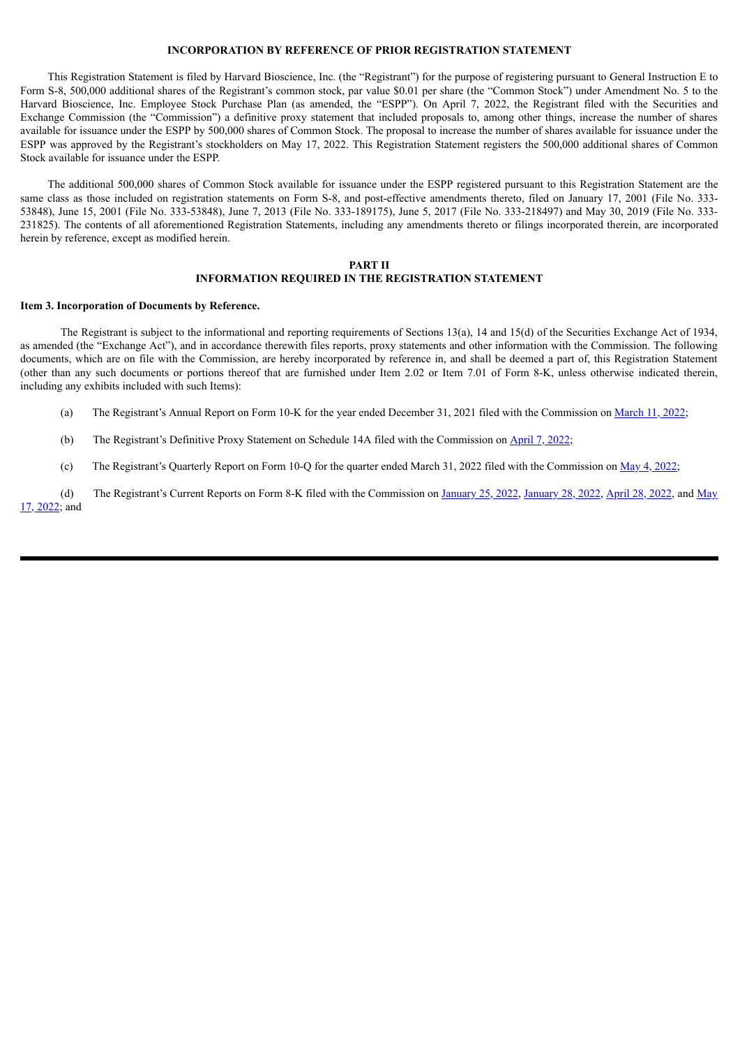## INCORPORATION BY REFERENCE OF PRIOR REGISTRATION STATEMENT

This Registration Statement is filed by Harvard Bioscience, Inc. (the "Registrant") for the purpose of registering pursuant to General Instruction E to Form S-8, 500,000 additional shares of the Registrant's common stock, par value $0.01 per share (the "Common Stock") under Amendment No. 5 to the Harvard Bioscience, Inc. Employee Stock Purchase Plan (as amended, the "ESPP"). On April 7, 2022, the Registrant filed with the Securities and Exchange Commission (the "Commission") a definitive proxy statement that included proposals to, among other things, increase the number of shares available for issuance under the ESPP by 500,000 shares of Common Stock. The proposal to increase the number of shares available for issuance under the ESPP was approved by the Registrant's stockholders on May 17, 2022. This Registration Statement registers the 500,000 additional shares of Common Stock available for issuance under the ESPP.

The additional 500,000 shares of Common Stock available for issuance under the ESPP registered pursuant to this Registration Statement are the same class as those included on registration statements on Form S-8, and post-effective amendments thereto, filed on January 17, 2001 (File No. 333-53848), June 15, 2001 (File No. 333-53848), June 7, 2013 (File No. 333-189175), June 5, 2017 (File No. 333-218497) and May 30, 2019 (File No. 333-231825). The contents of all aforementioned Registration Statements, including any amendments thereto or filings incorporated therein, are incorporated herein by reference, except as modified herein.

## PART II
## INFORMATION REQUIRED IN THE REGISTRATION STATEMENT

**Item 3. Incorporation of Documents by Reference.**

The Registrant is subject to the informational and reporting requirements of Sections 13(a), 14 and 15(d) of the Securities Exchange Act of 1934, as amended (the "Exchange Act"), and in accordance therewith files reports, proxy statements and other information with the Commission. The following documents, which are on file with the Commission, are hereby incorporated by reference in, and shall be deemed a part of, this Registration Statement (other than any such documents or portions thereof that are furnished under Item 2.02 or Item 7.01 of Form 8-K, unless otherwise indicated therein, including any exhibits included with such Items):

(a) The Registrant's Annual Report on Form 10-K for the year ended December 31, 2021 filed with the Commission on March 11, 2022;

(b) The Registrant's Definitive Proxy Statement on Schedule 14A filed with the Commission on April 7, 2022;

(c) The Registrant's Quarterly Report on Form 10-Q for the quarter ended March 31, 2022 filed with the Commission on May 4, 2022;

(d) The Registrant's Current Reports on Form 8-K filed with the Commission on January 25, 2022, January 28, 2022, April 28, 2022, and May 17, 2022; and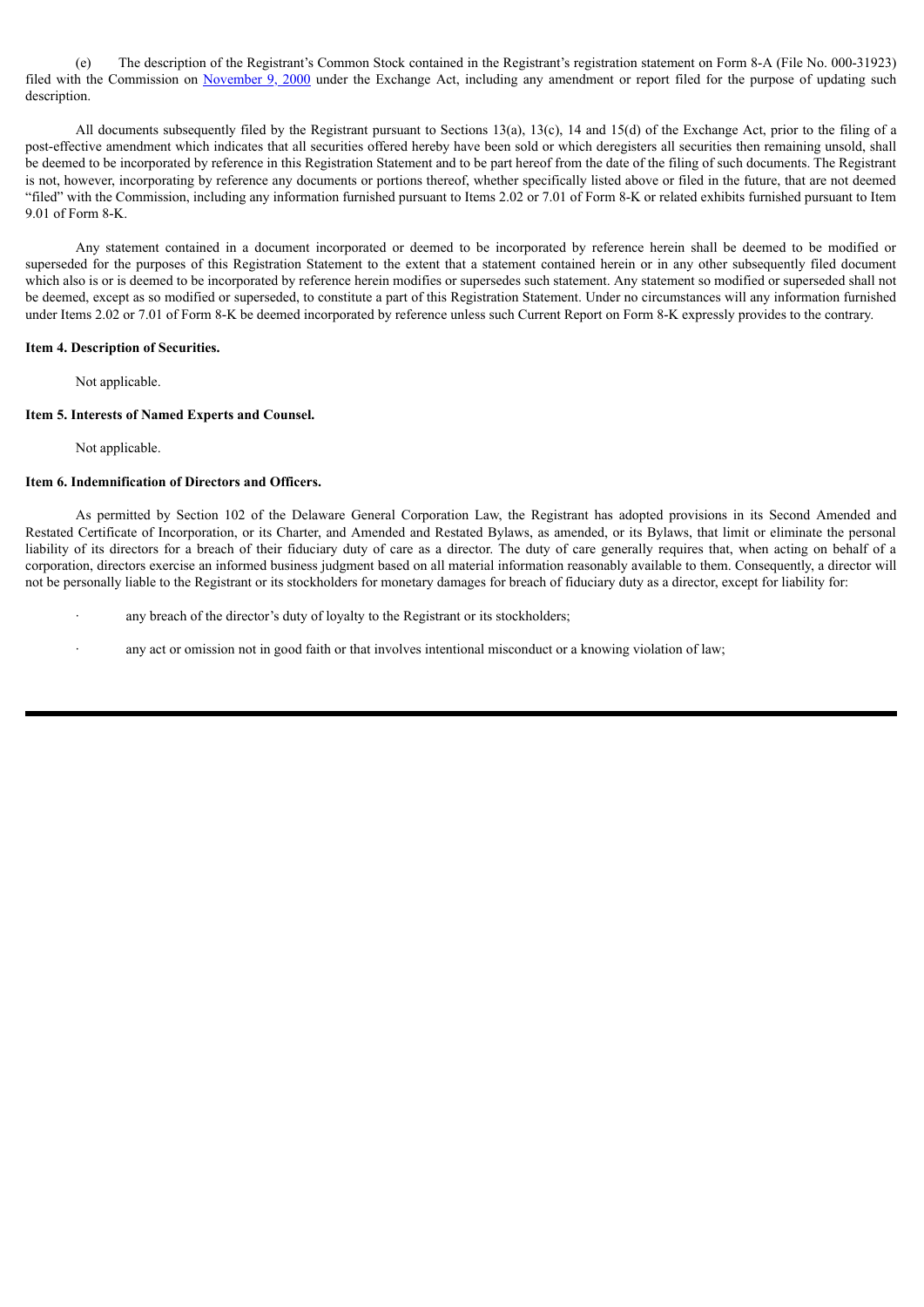(e) The description of the Registrant's Common Stock contained in the Registrant's registration statement on Form 8-A (File No. 000-31923) filed with the Commission on November 9, 2000 under the Exchange Act, including any amendment or report filed for the purpose of updating such description.

All documents subsequently filed by the Registrant pursuant to Sections 13(a), 13(c), 14 and 15(d) of the Exchange Act, prior to the filing of a post-effective amendment which indicates that all securities offered hereby have been sold or which deregisters all securities then remaining unsold, shall be deemed to be incorporated by reference in this Registration Statement and to be part hereof from the date of the filing of such documents. The Registrant is not, however, incorporating by reference any documents or portions thereof, whether specifically listed above or filed in the future, that are not deemed "filed" with the Commission, including any information furnished pursuant to Items 2.02 or 7.01 of Form 8-K or related exhibits furnished pursuant to Item 9.01 of Form 8-K.

Any statement contained in a document incorporated or deemed to be incorporated by reference herein shall be deemed to be modified or superseded for the purposes of this Registration Statement to the extent that a statement contained herein or in any other subsequently filed document which also is or is deemed to be incorporated by reference herein modifies or supersedes such statement. Any statement so modified or superseded shall not be deemed, except as so modified or superseded, to constitute a part of this Registration Statement. Under no circumstances will any information furnished under Items 2.02 or 7.01 of Form 8-K be deemed incorporated by reference unless such Current Report on Form 8-K expressly provides to the contrary.

**Item 4. Description of Securities.**

Not applicable.

**Item 5. Interests of Named Experts and Counsel.**

Not applicable.

**Item 6. Indemnification of Directors and Officers.**

As permitted by Section 102 of the Delaware General Corporation Law, the Registrant has adopted provisions in its Second Amended and Restated Certificate of Incorporation, or its Charter, and Amended and Restated Bylaws, as amended, or its Bylaws, that limit or eliminate the personal liability of its directors for a breach of their fiduciary duty of care as a director. The duty of care generally requires that, when acting on behalf of a corporation, directors exercise an informed business judgment based on all material information reasonably available to them. Consequently, a director will not be personally liable to the Registrant or its stockholders for monetary damages for breach of fiduciary duty as a director, except for liability for:

- any breach of the director's duty of loyalty to the Registrant or its stockholders;
- any act or omission not in good faith or that involves intentional misconduct or a knowing violation of law;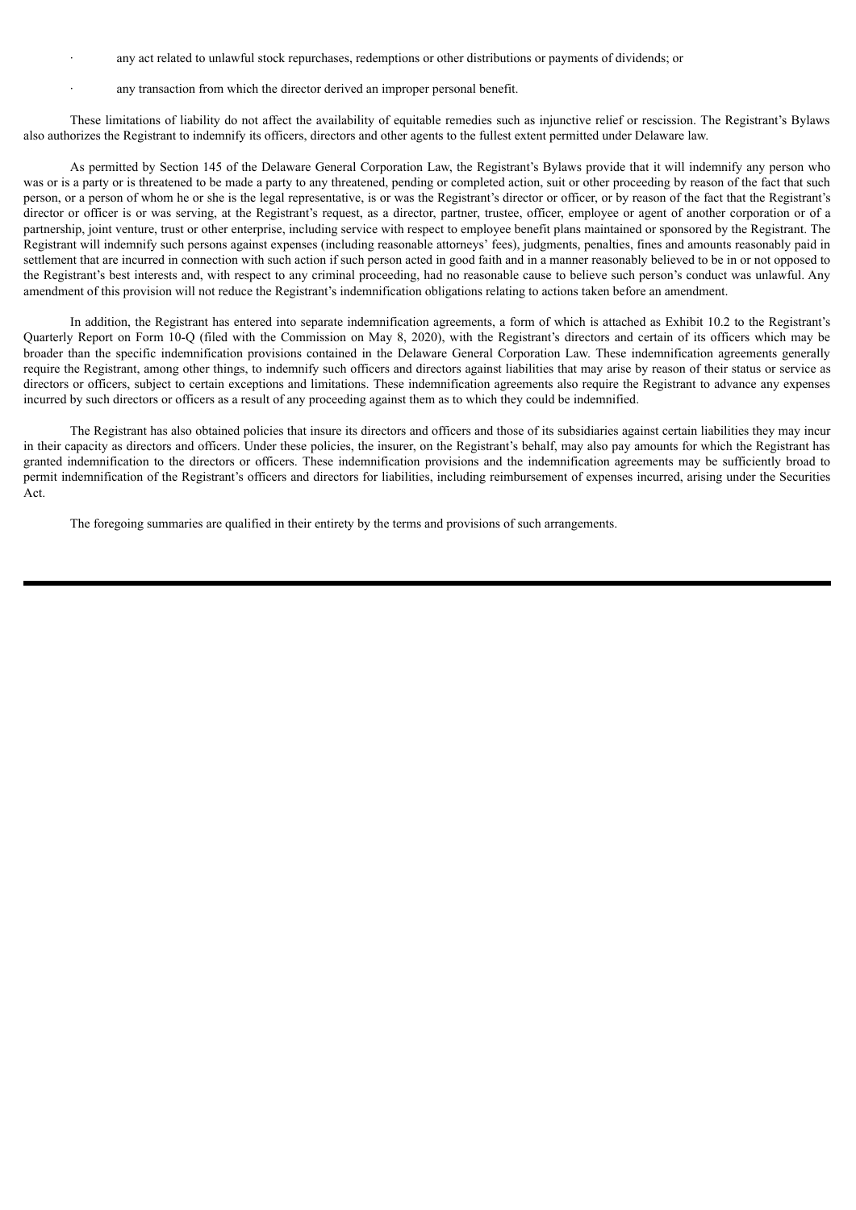- any act related to unlawful stock repurchases, redemptions or other distributions or payments of dividends; or
- any transaction from which the director derived an improper personal benefit.

These limitations of liability do not affect the availability of equitable remedies such as injunctive relief or rescission. The Registrant's Bylaws also authorizes the Registrant to indemnify its officers, directors and other agents to the fullest extent permitted under Delaware law.

As permitted by Section 145 of the Delaware General Corporation Law, the Registrant's Bylaws provide that it will indemnify any person who was or is a party or is threatened to be made a party to any threatened, pending or completed action, suit or other proceeding by reason of the fact that such person, or a person of whom he or she is the legal representative, is or was the Registrant's director or officer, or by reason of the fact that the Registrant's director or officer is or was serving, at the Registrant's request, as a director, partner, trustee, officer, employee or agent of another corporation or of a partnership, joint venture, trust or other enterprise, including service with respect to employee benefit plans maintained or sponsored by the Registrant. The Registrant will indemnify such persons against expenses (including reasonable attorneys' fees), judgments, penalties, fines and amounts reasonably paid in settlement that are incurred in connection with such action if such person acted in good faith and in a manner reasonably believed to be in or not opposed to the Registrant's best interests and, with respect to any criminal proceeding, had no reasonable cause to believe such person's conduct was unlawful. Any amendment of this provision will not reduce the Registrant's indemnification obligations relating to actions taken before an amendment.

In addition, the Registrant has entered into separate indemnification agreements, a form of which is attached as Exhibit 10.2 to the Registrant's Quarterly Report on Form 10-Q (filed with the Commission on May 8, 2020), with the Registrant's directors and certain of its officers which may be broader than the specific indemnification provisions contained in the Delaware General Corporation Law. These indemnification agreements generally require the Registrant, among other things, to indemnify such officers and directors against liabilities that may arise by reason of their status or service as directors or officers, subject to certain exceptions and limitations. These indemnification agreements also require the Registrant to advance any expenses incurred by such directors or officers as a result of any proceeding against them as to which they could be indemnified.

The Registrant has also obtained policies that insure its directors and officers and those of its subsidiaries against certain liabilities they may incur in their capacity as directors and officers. Under these policies, the insurer, on the Registrant's behalf, may also pay amounts for which the Registrant has granted indemnification to the directors or officers. These indemnification provisions and the indemnification agreements may be sufficiently broad to permit indemnification of the Registrant's officers and directors for liabilities, including reimbursement of expenses incurred, arising under the Securities Act.

The foregoing summaries are qualified in their entirety by the terms and provisions of such arrangements.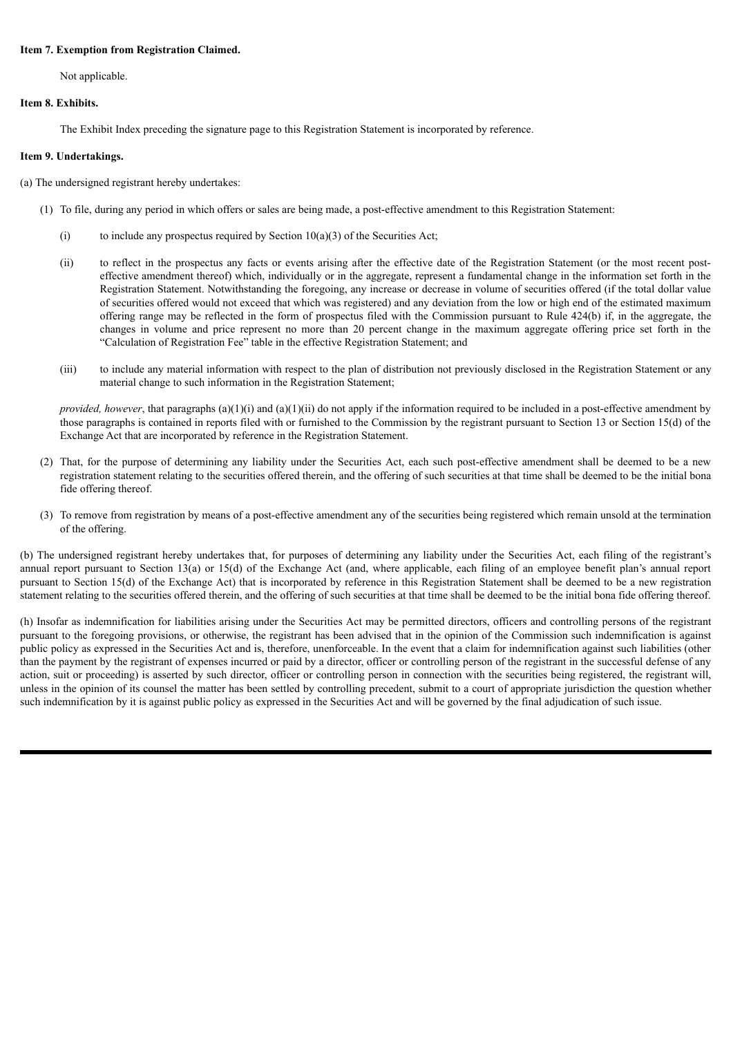**Item 7. Exemption from Registration Claimed.**

Not applicable.

**Item 8. Exhibits.**

The Exhibit Index preceding the signature page to this Registration Statement is incorporated by reference.

**Item 9. Undertakings.**

(a) The undersigned registrant hereby undertakes:

(1) To file, during any period in which offers or sales are being made, a post-effective amendment to this Registration Statement:

(i) to include any prospectus required by Section 10(a)(3) of the Securities Act;

(ii) to reflect in the prospectus any facts or events arising after the effective date of the Registration Statement (or the most recent post-effective amendment thereof) which, individually or in the aggregate, represent a fundamental change in the information set forth in the Registration Statement. Notwithstanding the foregoing, any increase or decrease in volume of securities offered (if the total dollar value of securities offered would not exceed that which was registered) and any deviation from the low or high end of the estimated maximum offering range may be reflected in the form of prospectus filed with the Commission pursuant to Rule 424(b) if, in the aggregate, the changes in volume and price represent no more than 20 percent change in the maximum aggregate offering price set forth in the "Calculation of Registration Fee" table in the effective Registration Statement; and

(iii) to include any material information with respect to the plan of distribution not previously disclosed in the Registration Statement or any material change to such information in the Registration Statement;

*provided, however*, that paragraphs (a)(1)(i) and (a)(1)(ii) do not apply if the information required to be included in a post-effective amendment by those paragraphs is contained in reports filed with or furnished to the Commission by the registrant pursuant to Section 13 or Section 15(d) of the Exchange Act that are incorporated by reference in the Registration Statement.

(2) That, for the purpose of determining any liability under the Securities Act, each such post-effective amendment shall be deemed to be a new registration statement relating to the securities offered therein, and the offering of such securities at that time shall be deemed to be the initial bona fide offering thereof.

(3) To remove from registration by means of a post-effective amendment any of the securities being registered which remain unsold at the termination of the offering.

(b) The undersigned registrant hereby undertakes that, for purposes of determining any liability under the Securities Act, each filing of the registrant's annual report pursuant to Section 13(a) or 15(d) of the Exchange Act (and, where applicable, each filing of an employee benefit plan's annual report pursuant to Section 15(d) of the Exchange Act) that is incorporated by reference in this Registration Statement shall be deemed to be a new registration statement relating to the securities offered therein, and the offering of such securities at that time shall be deemed to be the initial bona fide offering thereof.

(h) Insofar as indemnification for liabilities arising under the Securities Act may be permitted directors, officers and controlling persons of the registrant pursuant to the foregoing provisions, or otherwise, the registrant has been advised that in the opinion of the Commission such indemnification is against public policy as expressed in the Securities Act and is, therefore, unenforceable. In the event that a claim for indemnification against such liabilities (other than the payment by the registrant of expenses incurred or paid by a director, officer or controlling person of the registrant in the successful defense of any action, suit or proceeding) is asserted by such director, officer or controlling person in connection with the securities being registered, the registrant will, unless in the opinion of its counsel the matter has been settled by controlling precedent, submit to a court of appropriate jurisdiction the question whether such indemnification by it is against public policy as expressed in the Securities Act and will be governed by the final adjudication of such issue.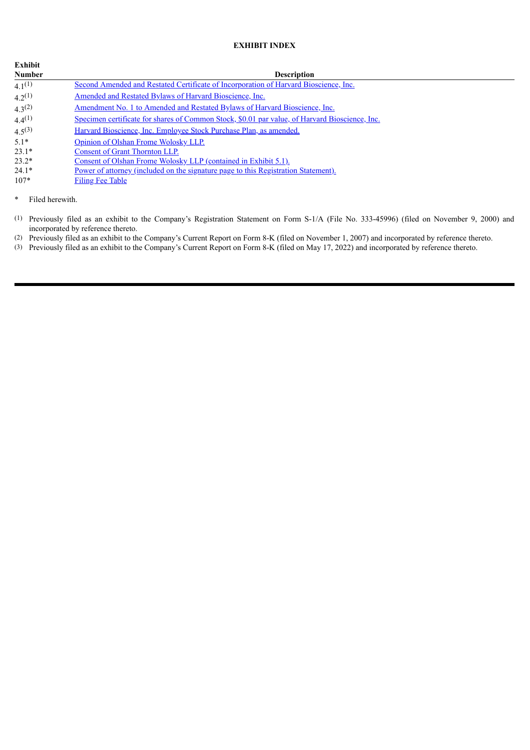## EXHIBIT INDEX

| Exhibit Number | Description |
|---|---|
| 4.1[(1)] | Second Amended and Restated Certificate of Incorporation of Harvard Bioscience, Inc. |
| 4.2[(1)] | Amended and Restated Bylaws of Harvard Bioscience, Inc. |
| 4.3[(2)] | Amendment No. 1 to Amended and Restated Bylaws of Harvard Bioscience, Inc. |
| 4.4[(1)] | Specimen certificate for shares of Common Stock, $0.01 par value, of Harvard Bioscience, Inc. |
| 4.5[(3)] | Harvard Bioscience, Inc. Employee Stock Purchase Plan, as amended. |
| 5.1* | Opinion of Olshan Frome Wolosky LLP. |
| 23.1* | Consent of Grant Thornton LLP. |
| 23.2* | Consent of Olshan Frome Wolosky LLP (contained in Exhibit 5.1). |
| 24.1* | Power of attorney (included on the signature page to this Registration Statement). |
| 107* | Filing Fee Table |

\* Filed herewith.

(1) Previously filed as an exhibit to the Company's Registration Statement on Form S-1/A (File No. 333-45996) (filed on November 9, 2000) and incorporated by reference thereto.

(2) Previously filed as an exhibit to the Company's Current Report on Form 8-K (filed on November 1, 2007) and incorporated by reference thereto.

(3) Previously filed as an exhibit to the Company's Current Report on Form 8-K (filed on May 17, 2022) and incorporated by reference thereto.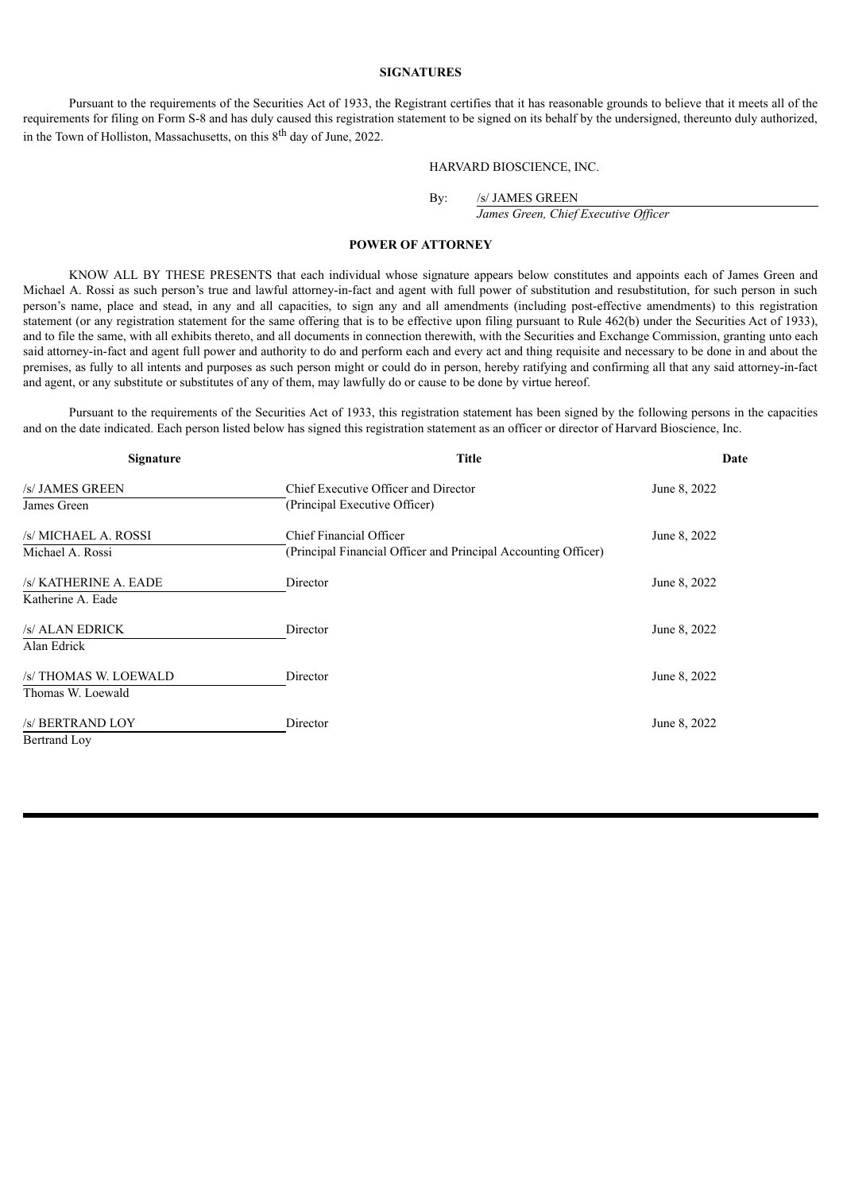**SIGNATURES**

Pursuant to the requirements of the Securities Act of 1933, the Registrant certifies that it has reasonable grounds to believe that it meets all of the requirements for filing on Form S-8 and has duly caused this registration statement to be signed on its behalf by the undersigned, thereunto duly authorized, in the Town of Holliston, Massachusetts, on this 8th day of June, 2022.

HARVARD BIOSCIENCE, INC.

By: /s/ JAMES GREEN
*James Green, Chief Executive Officer*

**POWER OF ATTORNEY**

KNOW ALL BY THESE PRESENTS that each individual whose signature appears below constitutes and appoints each of James Green and Michael A. Rossi as such person's true and lawful attorney-in-fact and agent with full power of substitution and resubstitution, for such person in such person's name, place and stead, in any and all capacities, to sign any and all amendments (including post-effective amendments) to this registration statement (or any registration statement for the same offering that is to be effective upon filing pursuant to Rule 462(b) under the Securities Act of 1933), and to file the same, with all exhibits thereto, and all documents in connection therewith, with the Securities and Exchange Commission, granting unto each said attorney-in-fact and agent full power and authority to do and perform each and every act and thing requisite and necessary to be done in and about the premises, as fully to all intents and purposes as such person might or could do in person, hereby ratifying and confirming all that any said attorney-in-fact and agent, or any substitute or substitutes of any of them, may lawfully do or cause to be done by virtue hereof.

Pursuant to the requirements of the Securities Act of 1933, this registration statement has been signed by the following persons in the capacities and on the date indicated. Each person listed below has signed this registration statement as an officer or director of Harvard Bioscience, Inc.

| Signature | Title | Date |
|---|---|---|
| /s/ JAMES GREEN<br>James Green | Chief Executive Officer and Director<br>(Principal Executive Officer) | June 8, 2022 |
| /s/ MICHAEL A. ROSSI<br>Michael A. Rossi | Chief Financial Officer<br>(Principal Financial Officer and Principal Accounting Officer) | June 8, 2022 |
| /s/ KATHERINE A. EADE<br>Katherine A. Eade | Director | June 8, 2022 |
| /s/ ALAN EDRICK<br>Alan Edrick | Director | June 8, 2022 |
| /s/ THOMAS W. LOEWALD<br>Thomas W. Loewald | Director | June 8, 2022 |
| /s/ BERTRAND LOY<br>Bertrand Loy | Director | June 8, 2022 |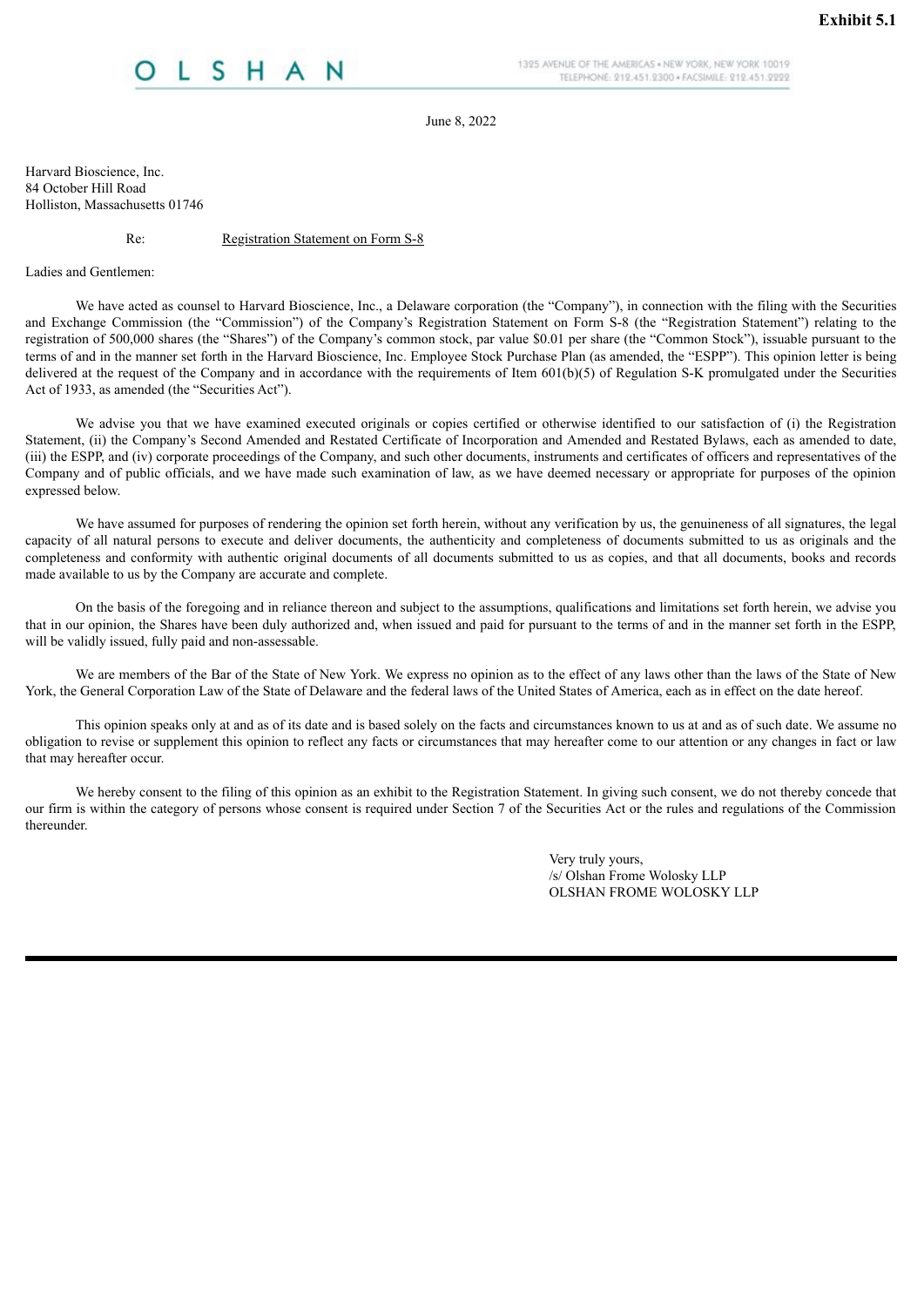**Exhibit 5.1**

OLSHAN

1325 AVENUE OF THE AMERICAS • NEW YORK, NEW YORK 10019
TELEPHONE: 212.451.2300 • FACSIMILE: 212.451.2222

June 8, 2022

Harvard Bioscience, Inc.
84 October Hill Road
Holliston, Massachusetts 01746

Re: Registration Statement on Form S-8

Ladies and Gentlemen:

We have acted as counsel to Harvard Bioscience, Inc., a Delaware corporation (the "Company"), in connection with the filing with the Securities and Exchange Commission (the "Commission") of the Company's Registration Statement on Form S-8 (the "Registration Statement") relating to the registration of 500,000 shares (the "Shares") of the Company's common stock, par value $0.01 per share (the "Common Stock"), issuable pursuant to the terms of and in the manner set forth in the Harvard Bioscience, Inc. Employee Stock Purchase Plan (as amended, the "ESPP"). This opinion letter is being delivered at the request of the Company and in accordance with the requirements of Item 601(b)(5) of Regulation S-K promulgated under the Securities Act of 1933, as amended (the "Securities Act").

We advise you that we have examined executed originals or copies certified or otherwise identified to our satisfaction of (i) the Registration Statement, (ii) the Company's Second Amended and Restated Certificate of Incorporation and Amended and Restated Bylaws, each as amended to date, (iii) the ESPP, and (iv) corporate proceedings of the Company, and such other documents, instruments and certificates of officers and representatives of the Company and of public officials, and we have made such examination of law, as we have deemed necessary or appropriate for purposes of the opinion expressed below.

We have assumed for purposes of rendering the opinion set forth herein, without any verification by us, the genuineness of all signatures, the legal capacity of all natural persons to execute and deliver documents, the authenticity and completeness of documents submitted to us as originals and the completeness and conformity with authentic original documents of all documents submitted to us as copies, and that all documents, books and records made available to us by the Company are accurate and complete.

On the basis of the foregoing and in reliance thereon and subject to the assumptions, qualifications and limitations set forth herein, we advise you that in our opinion, the Shares have been duly authorized and, when issued and paid for pursuant to the terms of and in the manner set forth in the ESPP, will be validly issued, fully paid and non-assessable.

We are members of the Bar of the State of New York. We express no opinion as to the effect of any laws other than the laws of the State of New York, the General Corporation Law of the State of Delaware and the federal laws of the United States of America, each as in effect on the date hereof.

This opinion speaks only at and as of its date and is based solely on the facts and circumstances known to us at and as of such date. We assume no obligation to revise or supplement this opinion to reflect any facts or circumstances that may hereafter come to our attention or any changes in fact or law that may hereafter occur.

We hereby consent to the filing of this opinion as an exhibit to the Registration Statement. In giving such consent, we do not thereby concede that our firm is within the category of persons whose consent is required under Section 7 of the Securities Act or the rules and regulations of the Commission thereunder.

Very truly yours,
/s/ Olshan Frome Wolosky LLP
OLSHAN FROME WOLOSKY LLP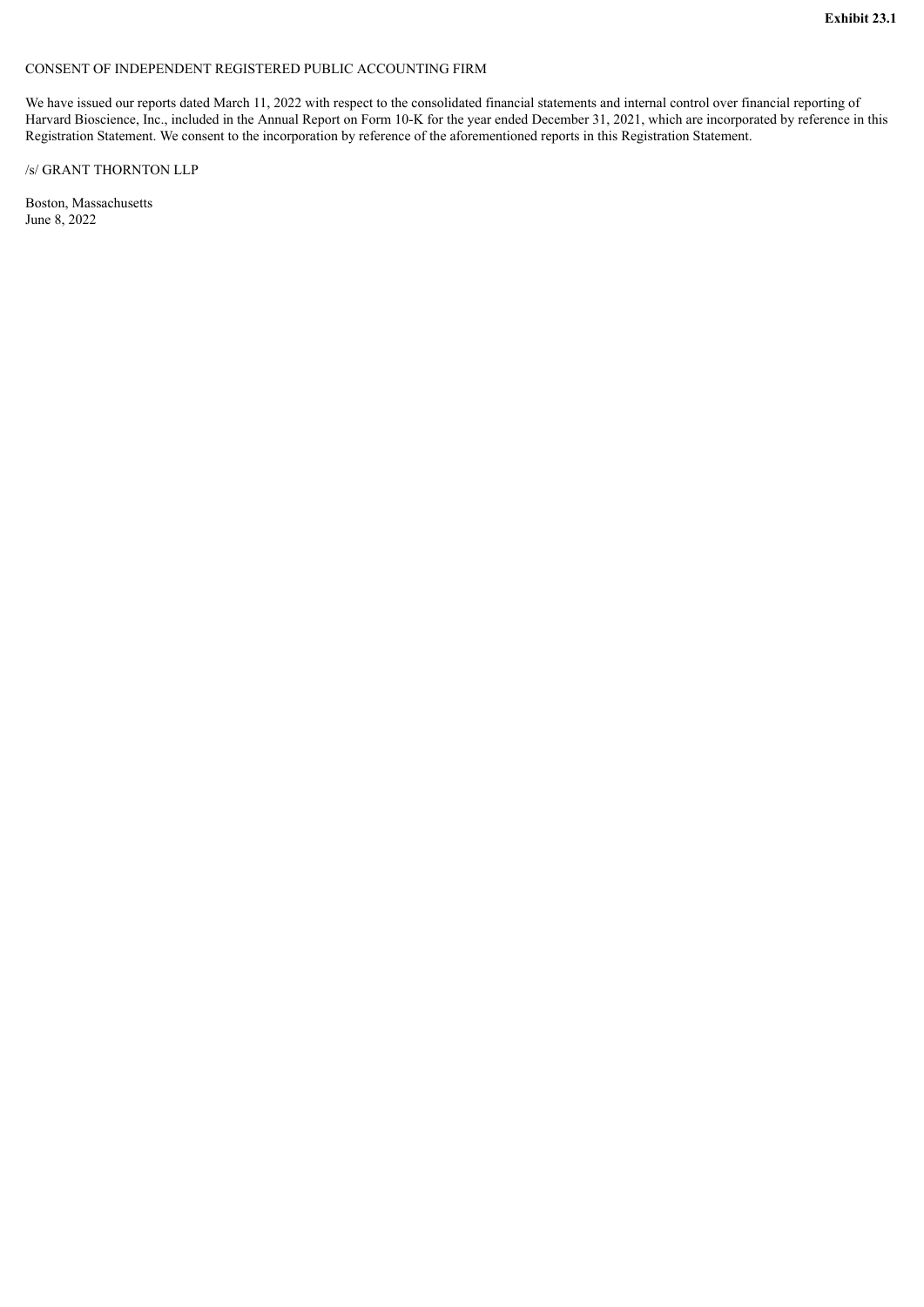**Exhibit 23.1**

CONSENT OF INDEPENDENT REGISTERED PUBLIC ACCOUNTING FIRM

We have issued our reports dated March 11, 2022 with respect to the consolidated financial statements and internal control over financial reporting of Harvard Bioscience, Inc., included in the Annual Report on Form 10-K for the year ended December 31, 2021, which are incorporated by reference in this Registration Statement. We consent to the incorporation by reference of the aforementioned reports in this Registration Statement.

/s/ GRANT THORNTON LLP

Boston, Massachusetts
June 8, 2022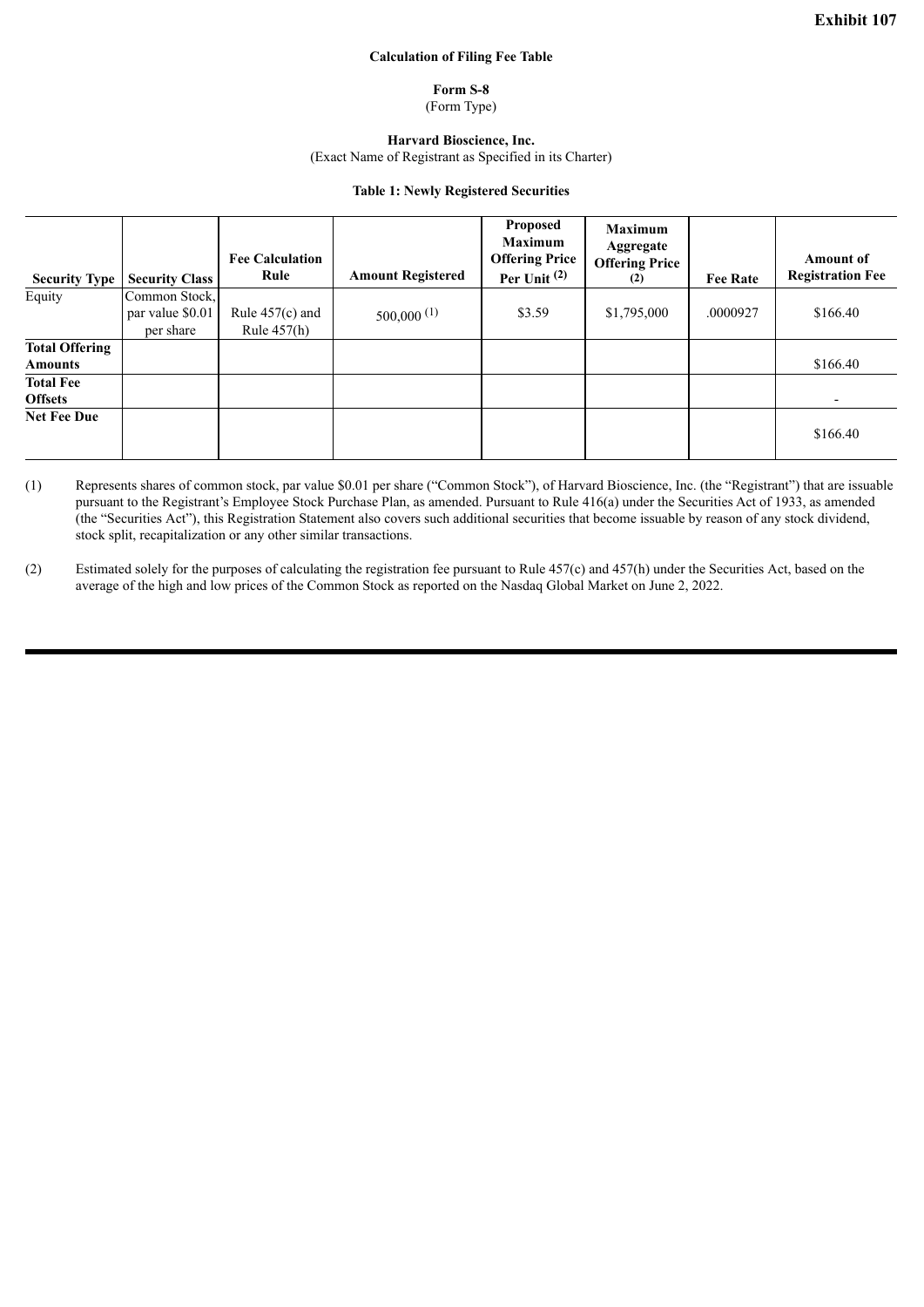**Exhibit 107**

**Calculation of Filing Fee Table**

**Form S-8**
(Form Type)

**Harvard Bioscience, Inc.**
(Exact Name of Registrant as Specified in its Charter)

**Table 1: Newly Registered Securities**

| Security Type | Security Class | Fee Calculation Rule | Amount Registered | Proposed Maximum Offering Price Per Unit (2) | Maximum Aggregate Offering Price (2) | Fee Rate | Amount of Registration Fee |
|---|---|---|---|---|---|---|---|
| Equity | Common Stock, par value $0.01 per share | Rule 457(c) and Rule 457(h) | 500,000 (1) | $3.59 | $1,795,000 | .0000927 | $166.40 |
| **Total Offering Amounts** | | | | | | | $166.40 |
| **Total Fee Offsets** | | | | | | | - |
| **Net Fee Due** | | | | | | | $166.40 |

(1) Represents shares of common stock, par value $0.01 per share ("Common Stock"), of Harvard Bioscience, Inc. (the "Registrant") that are issuable pursuant to the Registrant's Employee Stock Purchase Plan, as amended. Pursuant to Rule 416(a) under the Securities Act of 1933, as amended (the "Securities Act"), this Registration Statement also covers such additional securities that become issuable by reason of any stock dividend, stock split, recapitalization or any other similar transactions.

(2) Estimated solely for the purposes of calculating the registration fee pursuant to Rule 457(c) and 457(h) under the Securities Act, based on the average of the high and low prices of the Common Stock as reported on the Nasdaq Global Market on June 2, 2022.